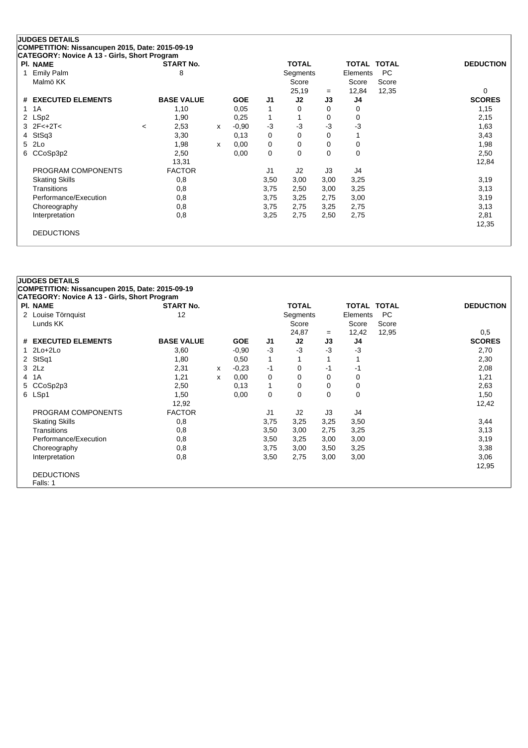**JUDGES DETAILS**

**COMPETITION: Nissancupen 2015, Date: 2015-09-19**

**CATEGORY: Novice A 13 - Girls, Short Program**

| Pl. | NAME | START No. | TOTAL Segments Score | = | TOTAL Elements Score | TOTAL PC Score | DEDUCTION |
|---|---|---|---|---|---|---|---|
| 1 | Emily Palm<br>Malmö KK | 8 | 25,19 | = | 12,84 | 12,35 | 0 |

| # | EXECUTED ELEMENTS | | BASE VALUE | | GOE | J1 | J2 | J3 | J4 | SCORES |
|---|---|---|---|---|---|---|---|---|---|---|
| 1 | 1A | | 1,10 | | 0,05 | 1 | 0 | 0 | 0 | 1,15 |
| 2 | LSp2 | | 1,90 | | 0,25 | 1 | 1 | 0 | 0 | 2,15 |
| 3 | 2F<+2T< | < | 2,53 | x | -0,90 | -3 | -3 | -3 | -3 | 1,63 |
| 4 | StSq3 | | 3,30 | | 0,13 | 0 | 0 | 0 | 1 | 3,43 |
| 5 | 2Lo | | 1,98 | x | 0,00 | 0 | 0 | 0 | 0 | 1,98 |
| 6 | CCoSp3p2 | | 2,50 | | 0,00 | 0 | 0 | 0 | 0 | 2,50 |
| | | | 13,31 | | | | | | | 12,84 |

| PROGRAM COMPONENTS | FACTOR | J1 | J2 | J3 | J4 | |
|---|---|---|---|---|---|---|
| Skating Skills | 0,8 | 3,50 | 3,00 | 3,00 | 3,25 | 3,19 |
| Transitions | 0,8 | 3,75 | 2,50 | 3,00 | 3,25 | 3,13 |
| Performance/Execution | 0,8 | 3,75 | 3,25 | 2,75 | 3,00 | 3,19 |
| Choreography | 0,8 | 3,75 | 2,75 | 3,25 | 2,75 | 3,13 |
| Interpretation | 0,8 | 3,25 | 2,75 | 2,50 | 2,75 | 2,81 |
| | | | | | | 12,35 |

DEDUCTIONS

**JUDGES DETAILS**

**COMPETITION: Nissancupen 2015, Date: 2015-09-19**

**CATEGORY: Novice A 13 - Girls, Short Program**

| Pl. | NAME | START No. | TOTAL Segments Score | = | TOTAL Elements Score | TOTAL PC Score | DEDUCTION |
|---|---|---|---|---|---|---|---|
| 2 | Louise Törnquist<br>Lunds KK | 12 | 24,87 | = | 12,42 | 12,95 | 0,5 |

| # | EXECUTED ELEMENTS | BASE VALUE | | GOE | J1 | J2 | J3 | J4 | SCORES |
|---|---|---|---|---|---|---|---|---|---|
| 1 | 2Lo+2Lo | 3,60 | | -0,90 | -3 | -3 | -3 | -3 | 2,70 |
| 2 | StSq1 | 1,80 | | 0,50 | 1 | 1 | 1 | 1 | 2,30 |
| 3 | 2Lz | 2,31 | x | -0,23 | -1 | 0 | -1 | -1 | 2,08 |
| 4 | 1A | 1,21 | x | 0,00 | 0 | 0 | 0 | 0 | 1,21 |
| 5 | CCoSp2p3 | 2,50 | | 0,13 | 1 | 0 | 0 | 0 | 2,63 |
| 6 | LSp1 | 1,50 | | 0,00 | 0 | 0 | 0 | 0 | 1,50 |
| | | 12,92 | | | | | | | 12,42 |

| PROGRAM COMPONENTS | FACTOR | J1 | J2 | J3 | J4 | |
|---|---|---|---|---|---|---|
| Skating Skills | 0,8 | 3,75 | 3,25 | 3,25 | 3,50 | 3,44 |
| Transitions | 0,8 | 3,50 | 3,00 | 2,75 | 3,25 | 3,13 |
| Performance/Execution | 0,8 | 3,50 | 3,25 | 3,00 | 3,00 | 3,19 |
| Choreography | 0,8 | 3,75 | 3,00 | 3,50 | 3,25 | 3,38 |
| Interpretation | 0,8 | 3,50 | 2,75 | 3,00 | 3,00 | 3,06 |
| | | | | | | 12,95 |

DEDUCTIONS

Falls: 1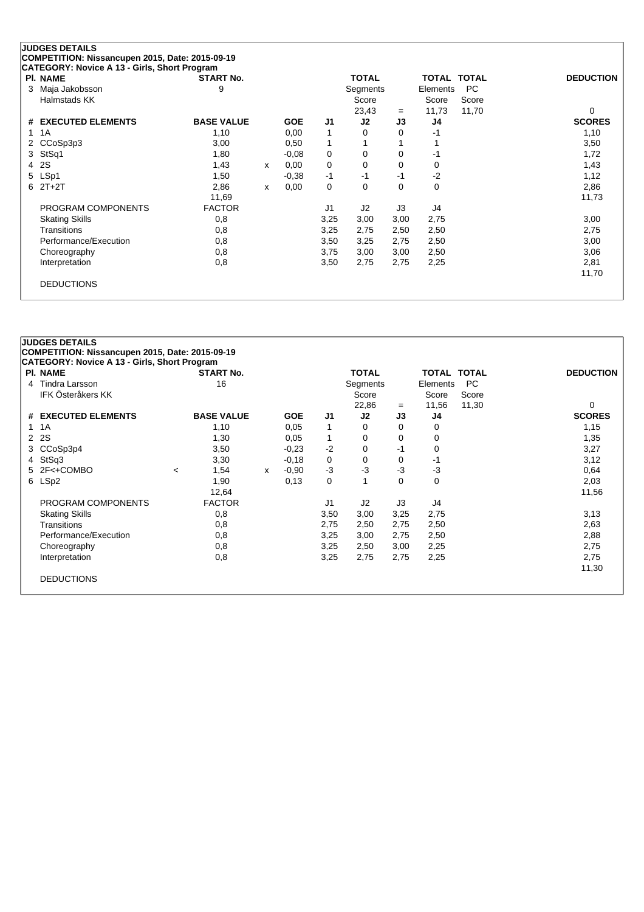**JUDGES DETAILS**
**COMPETITION: Nissancupen 2015, Date: 2015-09-19**
**CATEGORY: Novice A 13 - Girls, Short Program**

| Pl. | NAME | START No. | TOTAL Segments Score | = | TOTAL Elements Score | TOTAL PC Score | DEDUCTION |
|---|---|---|---|---|---|---|---|
| 3 | Maja Jakobsson, Halmstads KK | 9 | 23,43 | = | 11,73 | 11,70 | 0 |

| # | EXECUTED ELEMENTS | | BASE VALUE | | GOE | J1 | J2 | J3 | J4 | SCORES |
|---|---|---|---|---|---|---|---|---|---|---|
| 1 | 1A | | 1,10 | | 0,00 | 1 | 0 | 0 | -1 | 1,10 |
| 2 | CCoSp3p3 | | 3,00 | | 0,50 | 1 | 1 | 1 | 1 | 3,50 |
| 3 | StSq1 | | 1,80 | | -0,08 | 0 | 0 | 0 | -1 | 1,72 |
| 4 | 2S | | 1,43 | x | 0,00 | 0 | 0 | 0 | 0 | 1,43 |
| 5 | LSp1 | | 1,50 | | -0,38 | -1 | -1 | -1 | -2 | 1,12 |
| 6 | 2T+2T | | 2,86 | x | 0,00 | 0 | 0 | 0 | 0 | 2,86 |
| | | | 11,69 | | | | | | | 11,73 |

| PROGRAM COMPONENTS | FACTOR | J1 | J2 | J3 | J4 | SCORES |
|---|---|---|---|---|---|---|
| Skating Skills | 0,8 | 3,25 | 3,00 | 3,00 | 2,75 | 3,00 |
| Transitions | 0,8 | 3,25 | 2,75 | 2,50 | 2,50 | 2,75 |
| Performance/Execution | 0,8 | 3,50 | 3,25 | 2,75 | 2,50 | 3,00 |
| Choreography | 0,8 | 3,75 | 3,00 | 3,00 | 2,50 | 3,06 |
| Interpretation | 0,8 | 3,50 | 2,75 | 2,75 | 2,25 | 2,81 |
| | | | | | | 11,70 |

DEDUCTIONS

**JUDGES DETAILS**
**COMPETITION: Nissancupen 2015, Date: 2015-09-19**
**CATEGORY: Novice A 13 - Girls, Short Program**

| Pl. | NAME | START No. | TOTAL Segments Score | = | TOTAL Elements Score | TOTAL PC Score | DEDUCTION |
|---|---|---|---|---|---|---|---|
| 4 | Tindra Larsson, IFK Österåkers KK | 16 | 22,86 | = | 11,56 | 11,30 | 0 |

| # | EXECUTED ELEMENTS | | BASE VALUE | | GOE | J1 | J2 | J3 | J4 | SCORES |
|---|---|---|---|---|---|---|---|---|---|---|
| 1 | 1A | | 1,10 | | 0,05 | 1 | 0 | 0 | 0 | 1,15 |
| 2 | 2S | | 1,30 | | 0,05 | 1 | 0 | 0 | 0 | 1,35 |
| 3 | CCoSp3p4 | | 3,50 | | -0,23 | -2 | 0 | -1 | 0 | 3,27 |
| 4 | StSq3 | | 3,30 | | -0,18 | 0 | 0 | 0 | -1 | 3,12 |
| 5 | 2F<+COMBO | < | 1,54 | x | -0,90 | -3 | -3 | -3 | -3 | 0,64 |
| 6 | LSp2 | | 1,90 | | 0,13 | 0 | 1 | 0 | 0 | 2,03 |
| | | | 12,64 | | | | | | | 11,56 |

| PROGRAM COMPONENTS | FACTOR | J1 | J2 | J3 | J4 | SCORES |
|---|---|---|---|---|---|---|
| Skating Skills | 0,8 | 3,50 | 3,00 | 3,25 | 2,75 | 3,13 |
| Transitions | 0,8 | 2,75 | 2,50 | 2,75 | 2,50 | 2,63 |
| Performance/Execution | 0,8 | 3,25 | 3,00 | 2,75 | 2,50 | 2,88 |
| Choreography | 0,8 | 3,25 | 2,50 | 3,00 | 2,25 | 2,75 |
| Interpretation | 0,8 | 3,25 | 2,75 | 2,75 | 2,25 | 2,75 |
| | | | | | | 11,30 |

DEDUCTIONS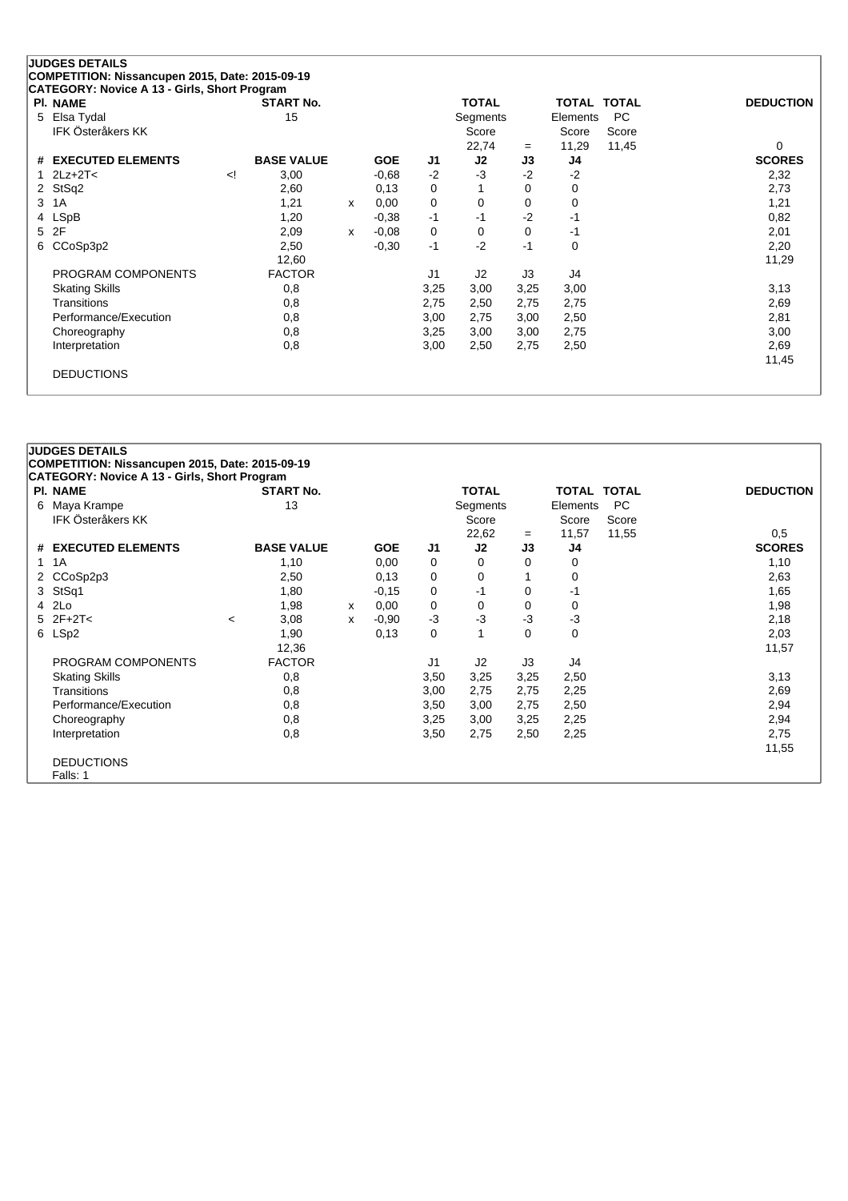## JUDGES DETAILS

**COMPETITION: Nissancupen 2015, Date: 2015-09-19**
**CATEGORY: Novice A 13 - Girls, Short Program**

| Pl. | NAME | START No. | TOTAL Segments Score | = | TOTAL Elements Score | TOTAL PC Score | DEDUCTION |
|---|---|---|---|---|---|---|---|
| 5 | Elsa Tydal<br>IFK Österåkers KK | 15 | 22,74 | = | 11,29 | 11,45 | 0 |

| # | EXECUTED ELEMENTS | | BASE VALUE | | GOE | J1 | J2 | J3 | J4 | SCORES |
|---|---|---|---|---|---|---|---|---|---|---|
| 1 | 2Lz+2T< | <! | 3,00 | | -0,68 | -2 | -3 | -2 | -2 | 2,32 |
| 2 | StSq2 | | 2,60 | | 0,13 | 0 | 1 | 0 | 0 | 2,73 |
| 3 | 1A | | 1,21 | x | 0,00 | 0 | 0 | 0 | 0 | 1,21 |
| 4 | LSpB | | 1,20 | | -0,38 | -1 | -1 | -2 | -1 | 0,82 |
| 5 | 2F | | 2,09 | x | -0,08 | 0 | 0 | 0 | -1 | 2,01 |
| 6 | CCoSp3p2 | | 2,50 | | -0,30 | -1 | -2 | -1 | 0 | 2,20 |
| | | | 12,60 | | | | | | | 11,29 |

| PROGRAM COMPONENTS | FACTOR | J1 | J2 | J3 | J4 | |
|---|---|---|---|---|---|---|
| Skating Skills | 0,8 | 3,25 | 3,00 | 3,25 | 3,00 | 3,13 |
| Transitions | 0,8 | 2,75 | 2,50 | 2,75 | 2,75 | 2,69 |
| Performance/Execution | 0,8 | 3,00 | 2,75 | 3,00 | 2,50 | 2,81 |
| Choreography | 0,8 | 3,25 | 3,00 | 3,00 | 2,75 | 3,00 |
| Interpretation | 0,8 | 3,00 | 2,50 | 2,75 | 2,50 | 2,69 |
| | | | | | | 11,45 |

DEDUCTIONS

## JUDGES DETAILS

**COMPETITION: Nissancupen 2015, Date: 2015-09-19**
**CATEGORY: Novice A 13 - Girls, Short Program**

| Pl. | NAME | START No. | TOTAL Segments Score | = | TOTAL Elements Score | TOTAL PC Score | DEDUCTION |
|---|---|---|---|---|---|---|---|
| 6 | Maya Krampe<br>IFK Österåkers KK | 13 | 22,62 | = | 11,57 | 11,55 | 0,5 |

| # | EXECUTED ELEMENTS | | BASE VALUE | | GOE | J1 | J2 | J3 | J4 | SCORES |
|---|---|---|---|---|---|---|---|---|---|---|
| 1 | 1A | | 1,10 | | 0,00 | 0 | 0 | 0 | 0 | 1,10 |
| 2 | CCoSp2p3 | | 2,50 | | 0,13 | 0 | 0 | 1 | 0 | 2,63 |
| 3 | StSq1 | | 1,80 | | -0,15 | 0 | -1 | 0 | -1 | 1,65 |
| 4 | 2Lo | | 1,98 | x | 0,00 | 0 | 0 | 0 | 0 | 1,98 |
| 5 | 2F+2T< | < | 3,08 | x | -0,90 | -3 | -3 | -3 | -3 | 2,18 |
| 6 | LSp2 | | 1,90 | | 0,13 | 0 | 1 | 0 | 0 | 2,03 |
| | | | 12,36 | | | | | | | 11,57 |

| PROGRAM COMPONENTS | FACTOR | J1 | J2 | J3 | J4 | |
|---|---|---|---|---|---|---|
| Skating Skills | 0,8 | 3,50 | 3,25 | 3,25 | 2,50 | 3,13 |
| Transitions | 0,8 | 3,00 | 2,75 | 2,75 | 2,25 | 2,69 |
| Performance/Execution | 0,8 | 3,50 | 3,00 | 2,75 | 2,50 | 2,94 |
| Choreography | 0,8 | 3,25 | 3,00 | 3,25 | 2,25 | 2,94 |
| Interpretation | 0,8 | 3,50 | 2,75 | 2,50 | 2,25 | 2,75 |
| | | | | | | 11,55 |

DEDUCTIONS
Falls: 1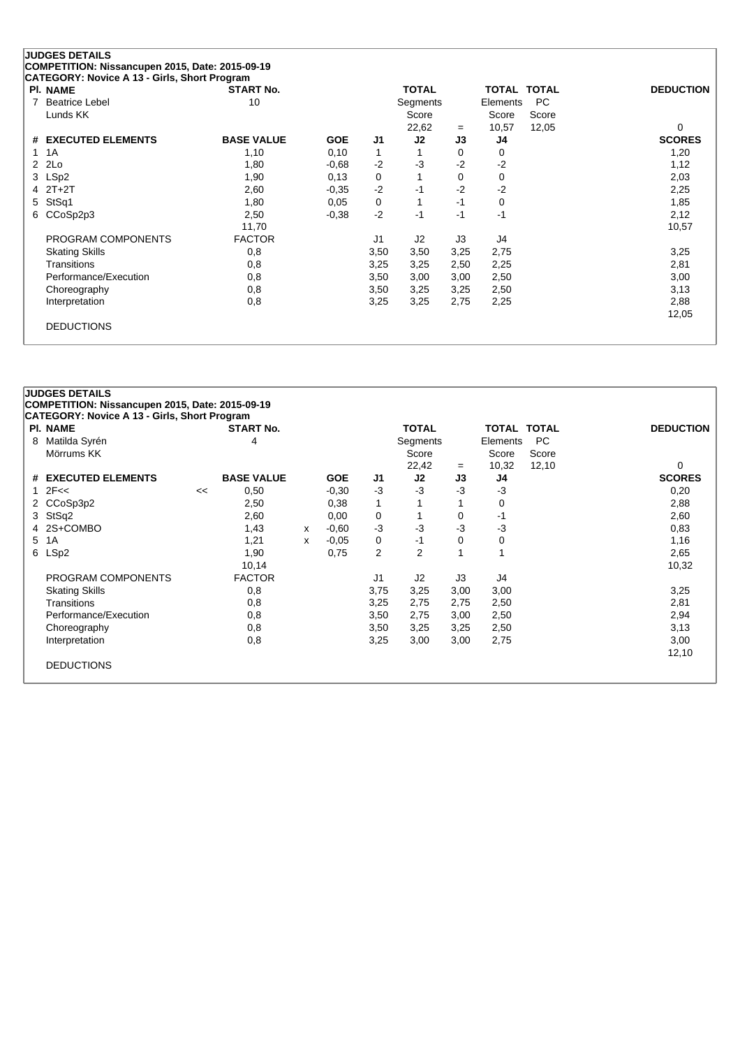**JUDGES DETAILS**
**COMPETITION: Nissancupen 2015, Date: 2015-09-19**
**CATEGORY: Novice A 13 - Girls, Short Program**

| Pl. | NAME | START No. | TOTAL Segments Score | = | TOTAL Elements Score | TOTAL PC Score | DEDUCTION |
|---|---|---|---|---|---|---|---|
| 7 | Beatrice Lebel<br>Lunds KK | 10 | 22,62 | = | 10,57 | 12,05 | 0 |

| # | EXECUTED ELEMENTS | | BASE VALUE | | GOE | J1 | J2 | J3 | J4 | SCORES |
|---|---|---|---|---|---|---|---|---|---|---|
| 1 | 1A | | 1,10 | | 0,10 | 1 | 1 | 0 | 0 | 1,20 |
| 2 | 2Lo | | 1,80 | | -0,68 | -2 | -3 | -2 | -2 | 1,12 |
| 3 | LSp2 | | 1,90 | | 0,13 | 0 | 1 | 0 | 0 | 2,03 |
| 4 | 2T+2T | | 2,60 | | -0,35 | -2 | -1 | -2 | -2 | 2,25 |
| 5 | StSq1 | | 1,80 | | 0,05 | 0 | 1 | -1 | 0 | 1,85 |
| 6 | CCoSp2p3 | | 2,50 | | -0,38 | -2 | -1 | -1 | -1 | 2,12 |
| | | | 11,70 | | | | | | | 10,57 |
| | PROGRAM COMPONENTS | | FACTOR | | | J1 | J2 | J3 | J4 | |
| | Skating Skills | | 0,8 | | | 3,50 | 3,50 | 3,25 | 2,75 | 3,25 |
| | Transitions | | 0,8 | | | 3,25 | 3,25 | 2,50 | 2,25 | 2,81 |
| | Performance/Execution | | 0,8 | | | 3,50 | 3,00 | 3,00 | 2,50 | 3,00 |
| | Choreography | | 0,8 | | | 3,50 | 3,25 | 3,25 | 2,50 | 3,13 |
| | Interpretation | | 0,8 | | | 3,25 | 3,25 | 2,75 | 2,25 | 2,88 |
| | | | | | | | | | | 12,05 |
| | DEDUCTIONS | | | | | | | | | |

**JUDGES DETAILS**
**COMPETITION: Nissancupen 2015, Date: 2015-09-19**
**CATEGORY: Novice A 13 - Girls, Short Program**

| Pl. | NAME | START No. | TOTAL Segments Score | = | TOTAL Elements Score | TOTAL PC Score | DEDUCTION |
|---|---|---|---|---|---|---|---|
| 8 | Matilda Syrén<br>Mörrums KK | 4 | 22,42 | = | 10,32 | 12,10 | 0 |

| # | EXECUTED ELEMENTS | | BASE VALUE | | GOE | J1 | J2 | J3 | J4 | SCORES |
|---|---|---|---|---|---|---|---|---|---|---|
| 1 | 2F<< | << | 0,50 | | -0,30 | -3 | -3 | -3 | -3 | 0,20 |
| 2 | CCoSp3p2 | | 2,50 | | 0,38 | 1 | 1 | 1 | 0 | 2,88 |
| 3 | StSq2 | | 2,60 | | 0,00 | 0 | 1 | 0 | -1 | 2,60 |
| 4 | 2S+COMBO | | 1,43 | x | -0,60 | -3 | -3 | -3 | -3 | 0,83 |
| 5 | 1A | | 1,21 | x | -0,05 | 0 | -1 | 0 | 0 | 1,16 |
| 6 | LSp2 | | 1,90 | | 0,75 | 2 | 2 | 1 | 1 | 2,65 |
| | | | 10,14 | | | | | | | 10,32 |
| | PROGRAM COMPONENTS | | FACTOR | | | J1 | J2 | J3 | J4 | |
| | Skating Skills | | 0,8 | | | 3,75 | 3,25 | 3,00 | 3,00 | 3,25 |
| | Transitions | | 0,8 | | | 3,25 | 2,75 | 2,75 | 2,50 | 2,81 |
| | Performance/Execution | | 0,8 | | | 3,50 | 2,75 | 3,00 | 2,50 | 2,94 |
| | Choreography | | 0,8 | | | 3,50 | 3,25 | 3,25 | 2,50 | 3,13 |
| | Interpretation | | 0,8 | | | 3,25 | 3,00 | 3,00 | 2,75 | 3,00 |
| | | | | | | | | | | 12,10 |
| | DEDUCTIONS | | | | | | | | | |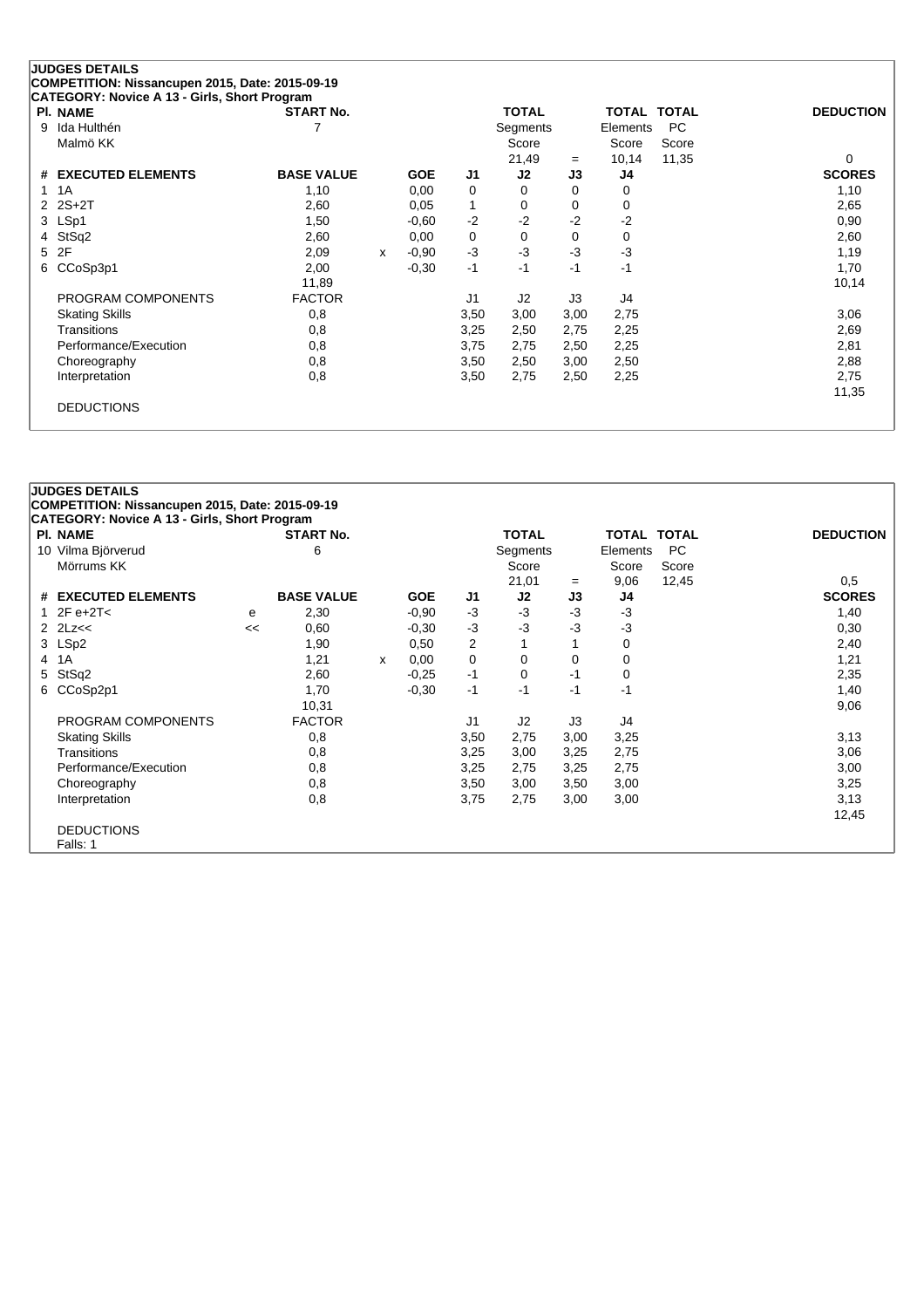## JUDGES DETAILS

**COMPETITION: Nissancupen 2015, Date: 2015-09-19**

**CATEGORY: Novice A 13 - Girls, Short Program**

| Pl. | NAME | START No. | TOTAL Segments Score | | TOTAL Elements Score | TOTAL PC Score | DEDUCTION |
|---|---|---|---|---|---|---|---|
| 9 | Ida Hulthén<br>Malmö KK | 7 | 21,49 | = | 10,14 | 11,35 | 0 |

| # | EXECUTED ELEMENTS | | BASE VALUE | | GOE | J1 | J2 | J3 | J4 | SCORES |
|---|---|---|---|---|---|---|---|---|---|---|
| 1 | 1A | | 1,10 | | 0,00 | 0 | 0 | 0 | 0 | 1,10 |
| 2 | 2S+2T | | 2,60 | | 0,05 | 1 | 0 | 0 | 0 | 2,65 |
| 3 | LSp1 | | 1,50 | | -0,60 | -2 | -2 | -2 | -2 | 0,90 |
| 4 | StSq2 | | 2,60 | | 0,00 | 0 | 0 | 0 | 0 | 2,60 |
| 5 | 2F | | 2,09 | x | -0,90 | -3 | -3 | -3 | -3 | 1,19 |
| 6 | CCoSp3p1 | | 2,00 | | -0,30 | -1 | -1 | -1 | -1 | 1,70 |
| | | | 11,89 | | | | | | | 10,14 |

| PROGRAM COMPONENTS | FACTOR | J1 | J2 | J3 | J4 | SCORES |
|---|---|---|---|---|---|---|
| Skating Skills | 0,8 | 3,50 | 3,00 | 3,00 | 2,75 | 3,06 |
| Transitions | 0,8 | 3,25 | 2,50 | 2,75 | 2,25 | 2,69 |
| Performance/Execution | 0,8 | 3,75 | 2,75 | 2,50 | 2,25 | 2,81 |
| Choreography | 0,8 | 3,50 | 2,50 | 3,00 | 2,50 | 2,88 |
| Interpretation | 0,8 | 3,50 | 2,75 | 2,50 | 2,25 | 2,75 |
| | | | | | | 11,35 |

DEDUCTIONS

## JUDGES DETAILS

**COMPETITION: Nissancupen 2015, Date: 2015-09-19**

**CATEGORY: Novice A 13 - Girls, Short Program**

| Pl. | NAME | START No. | TOTAL Segments Score | | TOTAL Elements Score | TOTAL PC Score | DEDUCTION |
|---|---|---|---|---|---|---|---|
| 10 | Vilma Björverud<br>Mörrums KK | 6 | 21,01 | = | 9,06 | 12,45 | 0,5 |

| # | EXECUTED ELEMENTS | | BASE VALUE | | GOE | J1 | J2 | J3 | J4 | SCORES |
|---|---|---|---|---|---|---|---|---|---|---|
| 1 | 2F e+2T< | e | 2,30 | | -0,90 | -3 | -3 | -3 | -3 | 1,40 |
| 2 | 2Lz<< | << | 0,60 | | -0,30 | -3 | -3 | -3 | -3 | 0,30 |
| 3 | LSp2 | | 1,90 | | 0,50 | 2 | 1 | 1 | 0 | 2,40 |
| 4 | 1A | | 1,21 | x | 0,00 | 0 | 0 | 0 | 0 | 1,21 |
| 5 | StSq2 | | 2,60 | | -0,25 | -1 | 0 | -1 | 0 | 2,35 |
| 6 | CCoSp2p1 | | 1,70 | | -0,30 | -1 | -1 | -1 | -1 | 1,40 |
| | | | 10,31 | | | | | | | 9,06 |

| PROGRAM COMPONENTS | FACTOR | J1 | J2 | J3 | J4 | SCORES |
|---|---|---|---|---|---|---|
| Skating Skills | 0,8 | 3,50 | 2,75 | 3,00 | 3,25 | 3,13 |
| Transitions | 0,8 | 3,25 | 3,00 | 3,25 | 2,75 | 3,06 |
| Performance/Execution | 0,8 | 3,25 | 2,75 | 3,25 | 2,75 | 3,00 |
| Choreography | 0,8 | 3,50 | 3,00 | 3,50 | 3,00 | 3,25 |
| Interpretation | 0,8 | 3,75 | 2,75 | 3,00 | 3,00 | 3,13 |
| | | | | | | 12,45 |

DEDUCTIONS

Falls: 1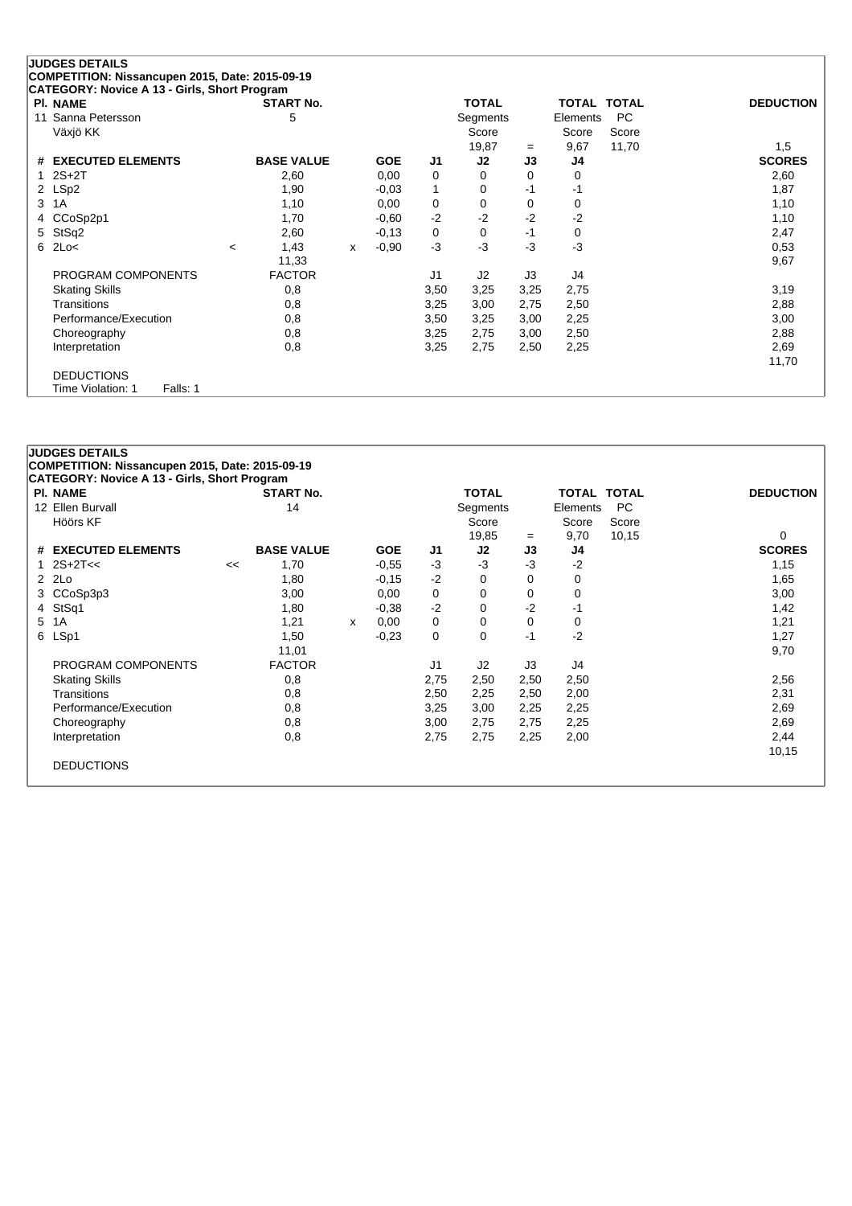**JUDGES DETAILS**
**COMPETITION: Nissancupen 2015, Date: 2015-09-19**
**CATEGORY: Novice A 13 - Girls, Short Program**

| Pl. | NAME | START No. | TOTAL Segments Score | = | TOTAL Elements Score | TOTAL PC Score | DEDUCTION |
|---|---|---|---|---|---|---|---|
| 11 | Sanna Petersson<br>Växjö KK | 5 | 19,87 | = | 9,67 | 11,70 | 1,5 |

| # | EXECUTED ELEMENTS | | BASE VALUE | | GOE | J1 | J2 | J3 | J4 | SCORES |
|---|---|---|---|---|---|---|---|---|---|---|
| 1 | 2S+2T | | 2,60 | | 0,00 | 0 | 0 | 0 | 0 | 2,60 |
| 2 | LSp2 | | 1,90 | | -0,03 | 1 | 0 | -1 | -1 | 1,87 |
| 3 | 1A | | 1,10 | | 0,00 | 0 | 0 | 0 | 0 | 1,10 |
| 4 | CCoSp2p1 | | 1,70 | | -0,60 | -2 | -2 | -2 | -2 | 1,10 |
| 5 | StSq2 | | 2,60 | | -0,13 | 0 | 0 | -1 | 0 | 2,47 |
| 6 | 2Lo< | < | 1,43 | x | -0,90 | -3 | -3 | -3 | -3 | 0,53 |
| | | | 11,33 | | | | | | | 9,67 |
| | PROGRAM COMPONENTS | | FACTOR | | | J1 | J2 | J3 | J4 | |
| | Skating Skills | | 0,8 | | | 3,50 | 3,25 | 3,25 | 2,75 | 3,19 |
| | Transitions | | 0,8 | | | 3,25 | 3,00 | 2,75 | 2,50 | 2,88 |
| | Performance/Execution | | 0,8 | | | 3,50 | 3,25 | 3,00 | 2,25 | 3,00 |
| | Choreography | | 0,8 | | | 3,25 | 2,75 | 3,00 | 2,50 | 2,88 |
| | Interpretation | | 0,8 | | | 3,25 | 2,75 | 2,50 | 2,25 | 2,69 |
| | | | | | | | | | | 11,70 |

DEDUCTIONS
Time Violation: 1 Falls: 1

**JUDGES DETAILS**
**COMPETITION: Nissancupen 2015, Date: 2015-09-19**
**CATEGORY: Novice A 13 - Girls, Short Program**

| Pl. | NAME | START No. | TOTAL Segments Score | = | TOTAL Elements Score | TOTAL PC Score | DEDUCTION |
|---|---|---|---|---|---|---|---|
| 12 | Ellen Burvall<br>Höörs KF | 14 | 19,85 | = | 9,70 | 10,15 | 0 |

| # | EXECUTED ELEMENTS | | BASE VALUE | | GOE | J1 | J2 | J3 | J4 | SCORES |
|---|---|---|---|---|---|---|---|---|---|---|
| 1 | 2S+2T<< | << | 1,70 | | -0,55 | -3 | -3 | -3 | -2 | 1,15 |
| 2 | 2Lo | | 1,80 | | -0,15 | -2 | 0 | 0 | 0 | 1,65 |
| 3 | CCoSp3p3 | | 3,00 | | 0,00 | 0 | 0 | 0 | 0 | 3,00 |
| 4 | StSq1 | | 1,80 | | -0,38 | -2 | 0 | -2 | -1 | 1,42 |
| 5 | 1A | | 1,21 | x | 0,00 | 0 | 0 | 0 | 0 | 1,21 |
| 6 | LSp1 | | 1,50 | | -0,23 | 0 | 0 | -1 | -2 | 1,27 |
| | | | 11,01 | | | | | | | 9,70 |
| | PROGRAM COMPONENTS | | FACTOR | | | J1 | J2 | J3 | J4 | |
| | Skating Skills | | 0,8 | | | 2,75 | 2,50 | 2,50 | 2,50 | 2,56 |
| | Transitions | | 0,8 | | | 2,50 | 2,25 | 2,50 | 2,00 | 2,31 |
| | Performance/Execution | | 0,8 | | | 3,25 | 3,00 | 2,25 | 2,25 | 2,69 |
| | Choreography | | 0,8 | | | 3,00 | 2,75 | 2,75 | 2,25 | 2,69 |
| | Interpretation | | 0,8 | | | 2,75 | 2,75 | 2,25 | 2,00 | 2,44 |
| | | | | | | | | | | 10,15 |

DEDUCTIONS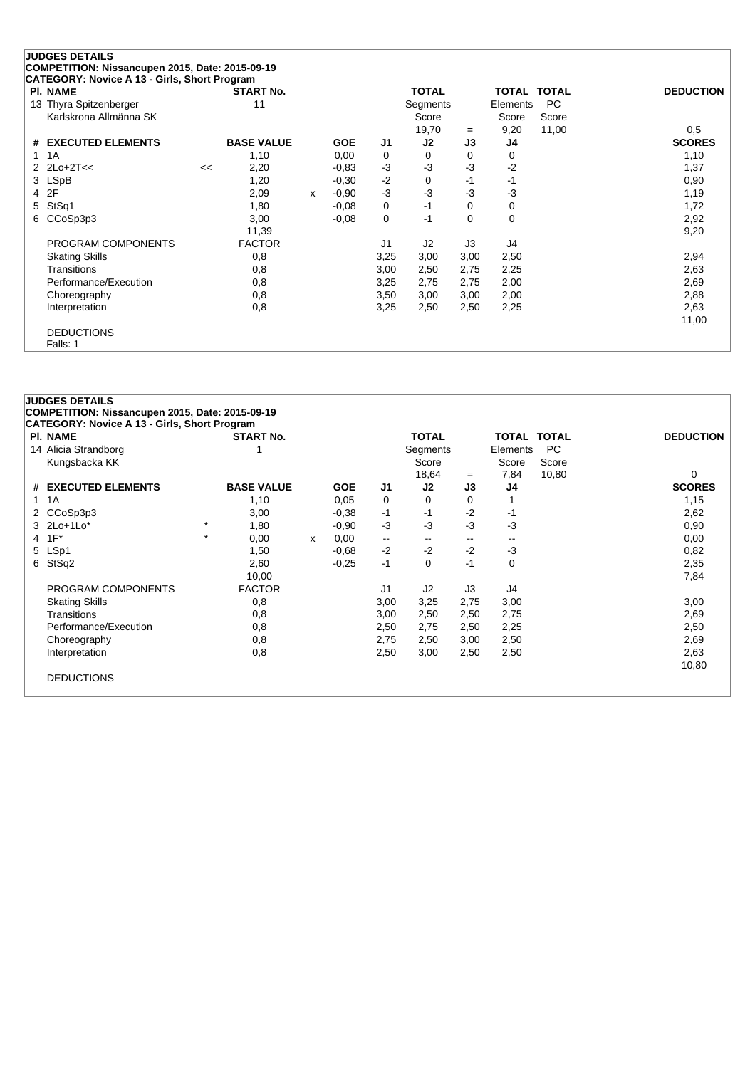**JUDGES DETAILS**
**COMPETITION: Nissancupen 2015, Date: 2015-09-19**
**CATEGORY: Novice A 13 - Girls, Short Program**

| Pl. | NAME | START No. | TOTAL Segments Score | = | TOTAL Elements Score | TOTAL PC Score | DEDUCTION |
|---|---|---|---|---|---|---|---|
| 13 | Thyra Spitzenberger<br>Karlskrona Allmänna SK | 11 | 19,70 | = | 9,20 | 11,00 | 0,5 |

| # | EXECUTED ELEMENTS | | BASE VALUE | | GOE | J1 | J2 | J3 | J4 | SCORES |
|---|---|---|---|---|---|---|---|---|---|---|
| 1 | 1A | | 1,10 | | 0,00 | 0 | 0 | 0 | 0 | 1,10 |
| 2 | 2Lo+2T<< | << | 2,20 | | -0,83 | -3 | -3 | -3 | -2 | 1,37 |
| 3 | LSpB | | 1,20 | | -0,30 | -2 | 0 | -1 | -1 | 0,90 |
| 4 | 2F | | 2,09 | x | -0,90 | -3 | -3 | -3 | -3 | 1,19 |
| 5 | StSq1 | | 1,80 | | -0,08 | 0 | -1 | 0 | 0 | 1,72 |
| 6 | CCoSp3p3 | | 3,00 | | -0,08 | 0 | -1 | 0 | 0 | 2,92 |
| | | | 11,39 | | | | | | | 9,20 |

| PROGRAM COMPONENTS | FACTOR | J1 | J2 | J3 | J4 | SCORES |
|---|---|---|---|---|---|---|
| Skating Skills | 0,8 | 3,25 | 3,00 | 3,00 | 2,50 | 2,94 |
| Transitions | 0,8 | 3,00 | 2,50 | 2,75 | 2,25 | 2,63 |
| Performance/Execution | 0,8 | 3,25 | 2,75 | 2,75 | 2,00 | 2,69 |
| Choreography | 0,8 | 3,50 | 3,00 | 3,00 | 2,00 | 2,88 |
| Interpretation | 0,8 | 3,25 | 2,50 | 2,50 | 2,25 | 2,63 |
| | | | | | | 11,00 |

DEDUCTIONS
Falls: 1

**JUDGES DETAILS**
**COMPETITION: Nissancupen 2015, Date: 2015-09-19**
**CATEGORY: Novice A 13 - Girls, Short Program**

| Pl. | NAME | START No. | TOTAL Segments Score | = | TOTAL Elements Score | TOTAL PC Score | DEDUCTION |
|---|---|---|---|---|---|---|---|
| 14 | Alicia Strandborg<br>Kungsbacka KK | 1 | 18,64 | = | 7,84 | 10,80 | 0 |

| # | EXECUTED ELEMENTS | | BASE VALUE | | GOE | J1 | J2 | J3 | J4 | SCORES |
|---|---|---|---|---|---|---|---|---|---|---|
| 1 | 1A | | 1,10 | | 0,05 | 0 | 0 | 0 | 1 | 1,15 |
| 2 | CCoSp3p3 | | 3,00 | | -0,38 | -1 | -1 | -2 | -1 | 2,62 |
| 3 | 2Lo+1Lo* | * | 1,80 | | -0,90 | -3 | -3 | -3 | -3 | 0,90 |
| 4 | 1F* | * | 0,00 | x | 0,00 | -- | -- | -- | -- | 0,00 |
| 5 | LSp1 | | 1,50 | | -0,68 | -2 | -2 | -2 | -3 | 0,82 |
| 6 | StSq2 | | 2,60 | | -0,25 | -1 | 0 | -1 | 0 | 2,35 |
| | | | 10,00 | | | | | | | 7,84 |

| PROGRAM COMPONENTS | FACTOR | J1 | J2 | J3 | J4 | SCORES |
|---|---|---|---|---|---|---|
| Skating Skills | 0,8 | 3,00 | 3,25 | 2,75 | 3,00 | 3,00 |
| Transitions | 0,8 | 3,00 | 2,50 | 2,50 | 2,75 | 2,69 |
| Performance/Execution | 0,8 | 2,50 | 2,75 | 2,50 | 2,25 | 2,50 |
| Choreography | 0,8 | 2,75 | 2,50 | 3,00 | 2,50 | 2,69 |
| Interpretation | 0,8 | 2,50 | 3,00 | 2,50 | 2,50 | 2,63 |
| | | | | | | 10,80 |

DEDUCTIONS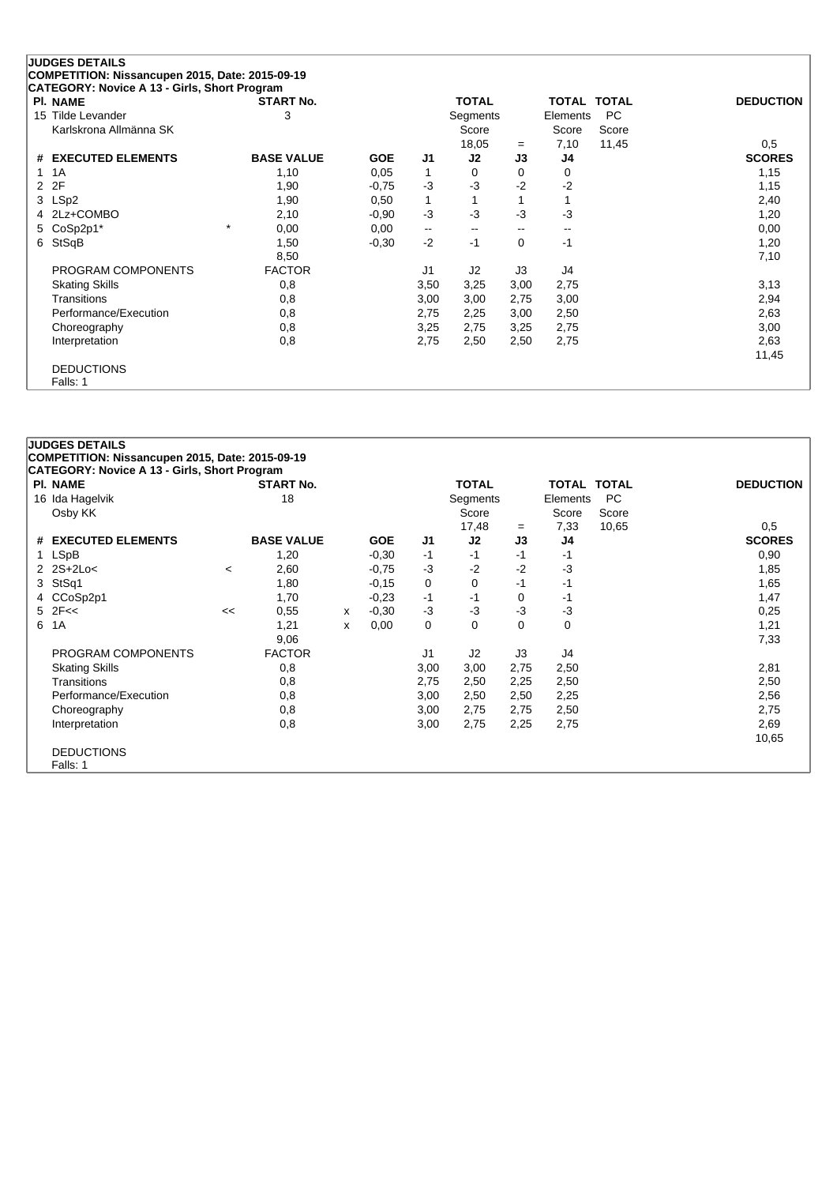**JUDGES DETAILS**
**COMPETITION: Nissancupen 2015, Date: 2015-09-19**
**CATEGORY: Novice A 13 - Girls, Short Program**

| Pl. | NAME | START No. | TOTAL Segments Score | = | TOTAL Elements Score | TOTAL PC Score | DEDUCTION |
|---|---|---|---|---|---|---|---|
| 15 | Tilde Levander<br>Karlskrona Allmänna SK | 3 | 18,05 | = | 7,10 | 11,45 | 0,5 |

| # | EXECUTED ELEMENTS | | BASE VALUE | | GOE | J1 | J2 | J3 | J4 | SCORES |
|---|---|---|---|---|---|---|---|---|---|---|
| 1 | 1A | | 1,10 | | 0,05 | 1 | 0 | 0 | 0 | 1,15 |
| 2 | 2F | | 1,90 | | -0,75 | -3 | -3 | -2 | -2 | 1,15 |
| 3 | LSp2 | | 1,90 | | 0,50 | 1 | 1 | 1 | 1 | 2,40 |
| 4 | 2Lz+COMBO | | 2,10 | | -0,90 | -3 | -3 | -3 | -3 | 1,20 |
| 5 | CoSp2p1* | * | 0,00 | | 0,00 | -- | -- | -- | -- | 0,00 |
| 6 | StSqB | | 1,50 | | -0,30 | -2 | -1 | 0 | -1 | 1,20 |
| | | | 8,50 | | | | | | | 7,10 |

| PROGRAM COMPONENTS | FACTOR | J1 | J2 | J3 | J4 | |
|---|---|---|---|---|---|---|
| Skating Skills | 0,8 | 3,50 | 3,25 | 3,00 | 2,75 | 3,13 |
| Transitions | 0,8 | 3,00 | 3,00 | 2,75 | 3,00 | 2,94 |
| Performance/Execution | 0,8 | 2,75 | 2,25 | 3,00 | 2,50 | 2,63 |
| Choreography | 0,8 | 3,25 | 2,75 | 3,25 | 2,75 | 3,00 |
| Interpretation | 0,8 | 2,75 | 2,50 | 2,50 | 2,75 | 2,63 |
| | | | | | | 11,45 |

DEDUCTIONS
Falls: 1

**JUDGES DETAILS**
**COMPETITION: Nissancupen 2015, Date: 2015-09-19**
**CATEGORY: Novice A 13 - Girls, Short Program**

| Pl. | NAME | START No. | TOTAL Segments Score | = | TOTAL Elements Score | TOTAL PC Score | DEDUCTION |
|---|---|---|---|---|---|---|---|
| 16 | Ida Hagelvik<br>Osby KK | 18 | 17,48 | = | 7,33 | 10,65 | 0,5 |

| # | EXECUTED ELEMENTS | | BASE VALUE | | GOE | J1 | J2 | J3 | J4 | SCORES |
|---|---|---|---|---|---|---|---|---|---|---|
| 1 | LSpB | | 1,20 | | -0,30 | -1 | -1 | -1 | -1 | 0,90 |
| 2 | 2S+2Lo< | < | 2,60 | | -0,75 | -3 | -2 | -2 | -3 | 1,85 |
| 3 | StSq1 | | 1,80 | | -0,15 | 0 | 0 | -1 | -1 | 1,65 |
| 4 | CCoSp2p1 | | 1,70 | | -0,23 | -1 | -1 | 0 | -1 | 1,47 |
| 5 | 2F<< | << | 0,55 | x | -0,30 | -3 | -3 | -3 | -3 | 0,25 |
| 6 | 1A | | 1,21 | x | 0,00 | 0 | 0 | 0 | 0 | 1,21 |
| | | | 9,06 | | | | | | | 7,33 |

| PROGRAM COMPONENTS | FACTOR | J1 | J2 | J3 | J4 | |
|---|---|---|---|---|---|---|
| Skating Skills | 0,8 | 3,00 | 3,00 | 2,75 | 2,50 | 2,81 |
| Transitions | 0,8 | 2,75 | 2,50 | 2,25 | 2,50 | 2,50 |
| Performance/Execution | 0,8 | 3,00 | 2,50 | 2,50 | 2,25 | 2,56 |
| Choreography | 0,8 | 3,00 | 2,75 | 2,75 | 2,50 | 2,75 |
| Interpretation | 0,8 | 3,00 | 2,75 | 2,25 | 2,75 | 2,69 |
| | | | | | | 10,65 |

DEDUCTIONS
Falls: 1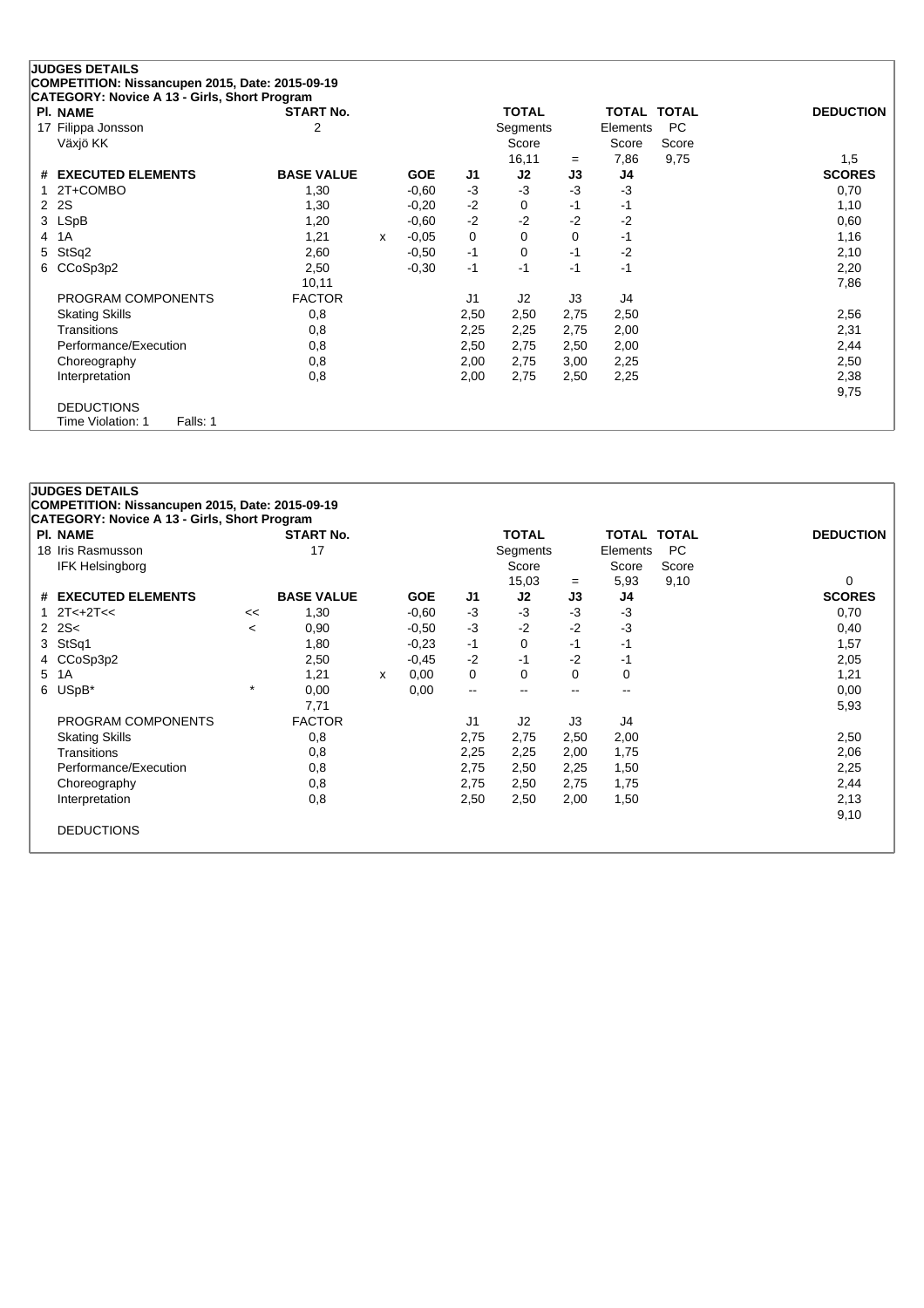## JUDGES DETAILS

**COMPETITION: Nissancupen 2015, Date: 2015-09-19**

**CATEGORY: Novice A 13 - Girls, Short Program**

| Pl. NAME | START No. | TOTAL Segments Score | = | TOTAL Elements Score | TOTAL PC Score | DEDUCTION |
|---|---|---|---|---|---|---|
| 17 Filippa Jonsson, Växjö KK | 2 | 16,11 | = | 7,86 | 9,75 | 1,5 |

| # | EXECUTED ELEMENTS | | BASE VALUE | | GOE | J1 | J2 | J3 | J4 | SCORES |
|---|---|---|---|---|---|---|---|---|---|---|
| 1 | 2T+COMBO | | 1,30 | | -0,60 | -3 | -3 | -3 | -3 | 0,70 |
| 2 | 2S | | 1,30 | | -0,20 | -2 | 0 | -1 | -1 | 1,10 |
| 3 | LSpB | | 1,20 | | -0,60 | -2 | -2 | -2 | -2 | 0,60 |
| 4 | 1A | | 1,21 | x | -0,05 | 0 | 0 | 0 | -1 | 1,16 |
| 5 | StSq2 | | 2,60 | | -0,50 | -1 | 0 | -1 | -2 | 2,10 |
| 6 | CCoSp3p2 | | 2,50 | | -0,30 | -1 | -1 | -1 | -1 | 2,20 |
| | | | 10,11 | | | | | | | 7,86 |

| PROGRAM COMPONENTS | FACTOR | J1 | J2 | J3 | J4 | SCORES |
|---|---|---|---|---|---|---|
| Skating Skills | 0,8 | 2,50 | 2,50 | 2,75 | 2,50 | 2,56 |
| Transitions | 0,8 | 2,25 | 2,25 | 2,75 | 2,00 | 2,31 |
| Performance/Execution | 0,8 | 2,50 | 2,75 | 2,50 | 2,00 | 2,44 |
| Choreography | 0,8 | 2,00 | 2,75 | 3,00 | 2,25 | 2,50 |
| Interpretation | 0,8 | 2,00 | 2,75 | 2,50 | 2,25 | 2,38 |
| | | | | | | 9,75 |

DEDUCTIONS

Time Violation: 1 Falls: 1

## JUDGES DETAILS

**COMPETITION: Nissancupen 2015, Date: 2015-09-19**

**CATEGORY: Novice A 13 - Girls, Short Program**

| Pl. NAME | START No. | TOTAL Segments Score | = | TOTAL Elements Score | TOTAL PC Score | DEDUCTION |
|---|---|---|---|---|---|---|
| 18 Iris Rasmusson, IFK Helsingborg | 17 | 15,03 | = | 5,93 | 9,10 | 0 |

| # | EXECUTED ELEMENTS | | BASE VALUE | | GOE | J1 | J2 | J3 | J4 | SCORES |
|---|---|---|---|---|---|---|---|---|---|---|
| 1 | 2T<+2T<< | << | 1,30 | | -0,60 | -3 | -3 | -3 | -3 | 0,70 |
| 2 | 2S< | < | 0,90 | | -0,50 | -3 | -2 | -2 | -3 | 0,40 |
| 3 | StSq1 | | 1,80 | | -0,23 | -1 | 0 | -1 | -1 | 1,57 |
| 4 | CCoSp3p2 | | 2,50 | | -0,45 | -2 | -1 | -2 | -1 | 2,05 |
| 5 | 1A | | 1,21 | x | 0,00 | 0 | 0 | 0 | 0 | 1,21 |
| 6 | USpB* | * | 0,00 | | 0,00 | -- | -- | -- | -- | 0,00 |
| | | | 7,71 | | | | | | | 5,93 |

| PROGRAM COMPONENTS | FACTOR | J1 | J2 | J3 | J4 | SCORES |
|---|---|---|---|---|---|---|
| Skating Skills | 0,8 | 2,75 | 2,75 | 2,50 | 2,00 | 2,50 |
| Transitions | 0,8 | 2,25 | 2,25 | 2,00 | 1,75 | 2,06 |
| Performance/Execution | 0,8 | 2,75 | 2,50 | 2,25 | 1,50 | 2,25 |
| Choreography | 0,8 | 2,75 | 2,50 | 2,75 | 1,75 | 2,44 |
| Interpretation | 0,8 | 2,50 | 2,50 | 2,00 | 1,50 | 2,13 |
| | | | | | | 9,10 |

DEDUCTIONS